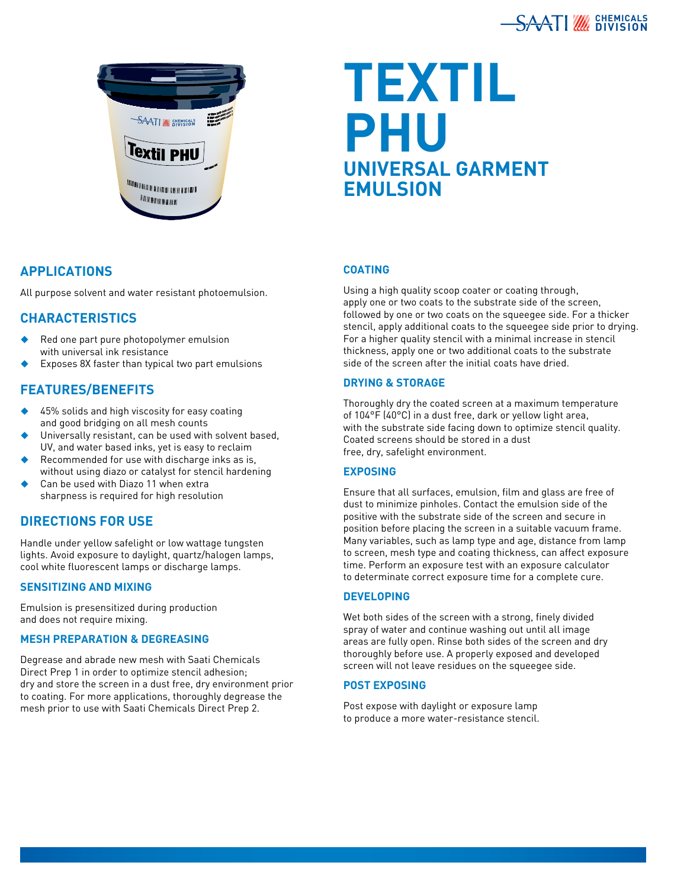# TEXTIL PHU

## UNIVERSAL GARMENT EMULSION

## APPLICATIONS

All purpose solvent and water resistant photoemulsion.

## CHARACTERISTICS

- Red one part pure photopolymer emulsion with universal ink resistance
- Exposes 8X faster than typical two part emulsions

## FEATURES/BENEFITS

- 45% solids and high viscosity for easy coating and good bridging on all mesh counts
- Universally resistant, can be used with solvent based, UV, and water based inks, yet is easy to reclaim
- Recommended for use with discharge inks as is, without using diazo or catalyst for stencil hardening
- Can be used with Diazo 11 when extra sharpness is required for high resolution

## DIRECTIONS FOR USE

Handle under yellow safelight or low wattage tungsten lights. Avoid exposure to daylight, quartz/halogen lamps, cool white fluorescent lamps or discharge lamps.

### SENSITIZING AND MIXING

Emulsion is presensitized during production and does not require mixing.

### MESH PREPARATION & DEGREASING

Degrease and abrade new mesh with Saati Chemicals Direct Prep 1 in order to optimize stencil adhesion; dry and store the screen in a dust free, dry environment prior to coating. For more applications, thoroughly degrease the mesh prior to use with Saati Chemicals Direct Prep 2.

### COATING

Using a high quality scoop coater or coating through, apply one or two coats to the substrate side of the screen, followed by one or two coats on the squeegee side. For a thicker stencil, apply additional coats to the squeegee side prior to drying. For a higher quality stencil with a minimal increase in stencil thickness, apply one or two additional coats to the substrate side of the screen after the initial coats have dried.

### DRYING & STORAGE

Thoroughly dry the coated screen at a maximum temperature of 104°F (40°C) in a dust free, dark or yellow light area, with the substrate side facing down to optimize stencil quality. Coated screens should be stored in a dust free, dry, safelight environment.

### EXPOSING

Ensure that all surfaces, emulsion, film and glass are free of dust to minimize pinholes. Contact the emulsion side of the positive with the substrate side of the screen and secure in position before placing the screen in a suitable vacuum frame. Many variables, such as lamp type and age, distance from lamp to screen, mesh type and coating thickness, can affect exposure time. Perform an exposure test with an exposure calculator to determinate correct exposure time for a complete cure.

### DEVELOPING

Wet both sides of the screen with a strong, finely divided spray of water and continue washing out until all image areas are fully open. Rinse both sides of the screen and dry thoroughly before use. A properly exposed and developed screen will not leave residues on the squeegee side.

### POST EXPOSING

Post expose with daylight or exposure lamp to produce a more water-resistance stencil.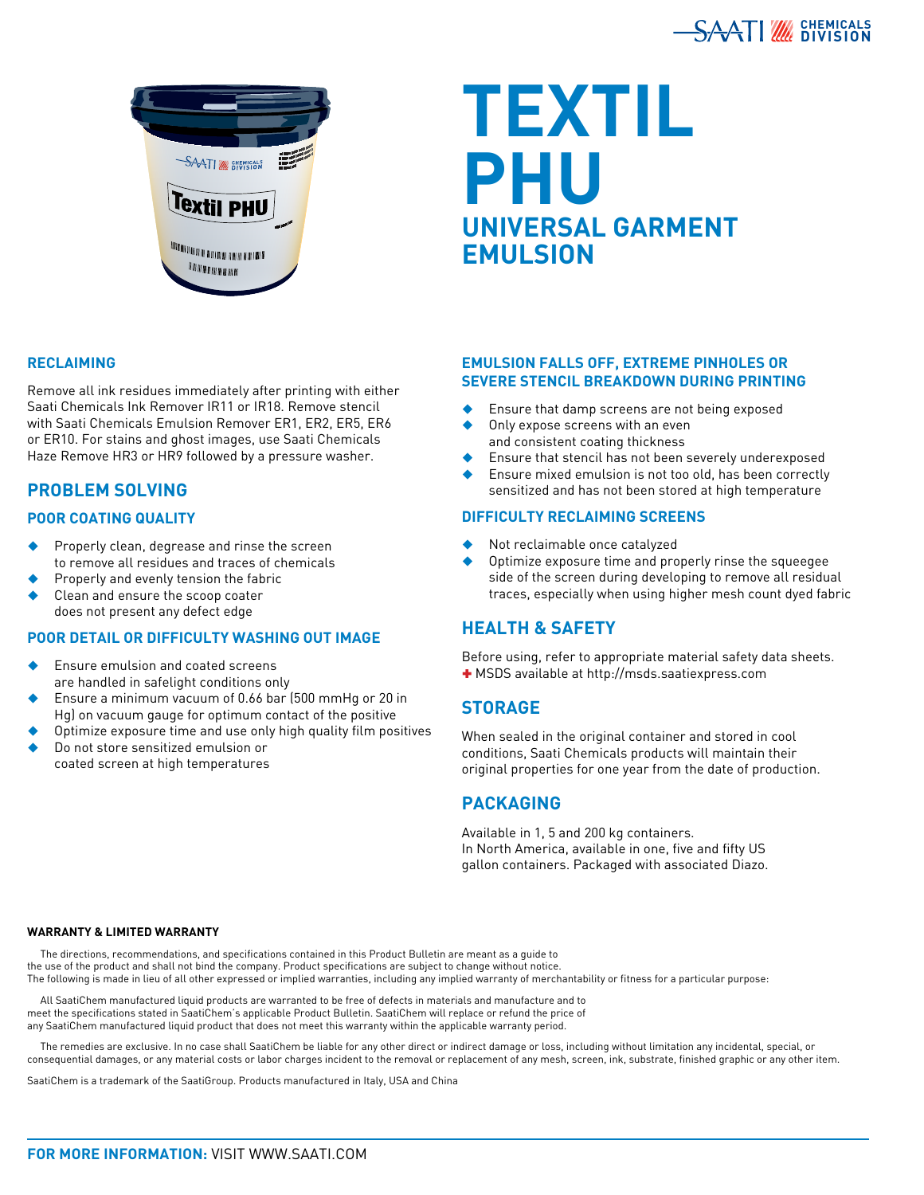# TEXTIL PHU

## UNIVERSAL GARMENT EMULSION

### RECLAIMING

Remove all ink residues immediately after printing with either Saati Chemicals Ink Remover IR11 or IR18. Remove stencil with Saati Chemicals Emulsion Remover ER1, ER2, ER5, ER6 or ER10. For stains and ghost images, use Saati Chemicals Haze Remove HR3 or HR9 followed by a pressure washer.

## PROBLEM SOLVING

### POOR COATING QUALITY

- Properly clean, degrease and rinse the screen to remove all residues and traces of chemicals
- Properly and evenly tension the fabric
- Clean and ensure the scoop coater does not present any defect edge

### POOR DETAIL OR DIFFICULTY WASHING OUT IMAGE

- Ensure emulsion and coated screens are handled in safelight conditions only
- Ensure a minimum vacuum of 0.66 bar (500 mmHg or 20 in Hg) on vacuum gauge for optimum contact of the positive
- Optimize exposure time and use only high quality film positives
- Do not store sensitized emulsion or coated screen at high temperatures

### EMULSION FALLS OFF, EXTREME PINHOLES OR SEVERE STENCIL BREAKDOWN DURING PRINTING

- Ensure that damp screens are not being exposed
- Only expose screens with an even and consistent coating thickness
- Ensure that stencil has not been severely underexposed
- Ensure mixed emulsion is not too old, has been correctly sensitized and has not been stored at high temperature

### DIFFICULTY RECLAIMING SCREENS

- Not reclaimable once catalyzed
- Optimize exposure time and properly rinse the squeegee side of the screen during developing to remove all residual traces, especially when using higher mesh count dyed fabric

## HEALTH & SAFETY

Before using, refer to appropriate material safety data sheets.
+ MSDS available at http://msds.saatiexpress.com

## STORAGE

When sealed in the original container and stored in cool conditions, Saati Chemicals products will maintain their original properties for one year from the date of production.

## PACKAGING

Available in 1, 5 and 200 kg containers.
In North America, available in one, five and fifty US gallon containers. Packaged with associated Diazo.

**WARRANTY & LIMITED WARRANTY**

The directions, recommendations, and specifications contained in this Product Bulletin are meant as a guide to the use of the product and shall not bind the company. Product specifications are subject to change without notice.
The following is made in lieu of all other expressed or implied warranties, including any implied warranty of merchantability or fitness for a particular purpose:

All SaatiChem manufactured liquid products are warranted to be free of defects in materials and manufacture and to meet the specifications stated in SaatiChem´s applicable Product Bulletin. SaatiChem will replace or refund the price of any SaatiChem manufactured liquid product that does not meet this warranty within the applicable warranty period.

The remedies are exclusive. In no case shall SaatiChem be liable for any other direct or indirect damage or loss, including without limitation any incidental, special, or consequential damages, or any material costs or labor charges incident to the removal or replacement of any mesh, screen, ink, substrate, finished graphic or any other item.

SaatiChem is a trademark of the SaatiGroup. Products manufactured in Italy, USA and China

**FOR MORE INFORMATION:** VISIT WWW.SAATI.COM